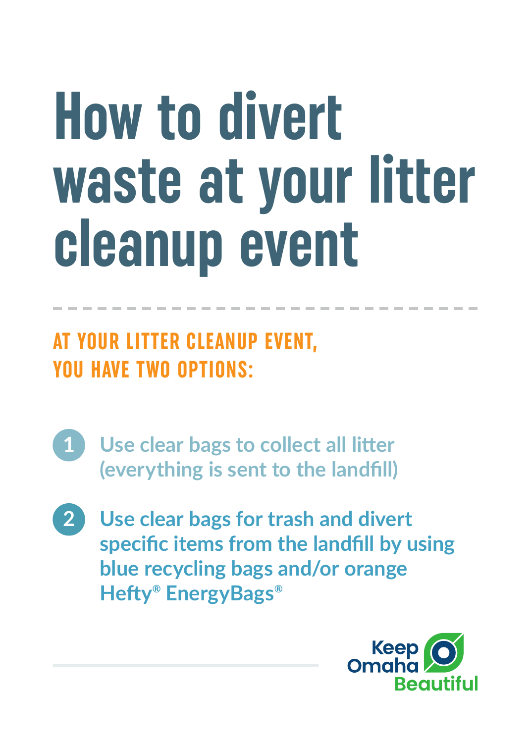# How to divert waste at your litter cleanup event

## AT YOUR LITTER CLEANUP EVENT, YOU HAVE TWO OPTIONS:

1. Use clear bags to collect all litter (everything is sent to the landfill)
2. Use clear bags for trash and divert specific items from the landfill by using blue recycling bags and/or orange Hefty® EnergyBags®

Keep Omaha Beautiful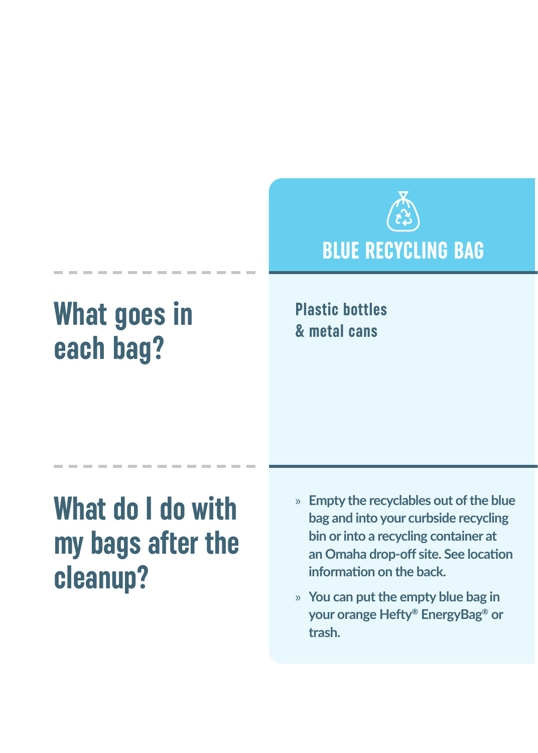## BLUE RECYCLING BAG

## What goes in each bag?

**Plastic bottles & metal cans**

## What do I do with my bags after the cleanup?

- Empty the recyclables out of the blue bag and into your curbside recycling bin or into a recycling container at an Omaha drop-off site. See location information on the back.
- You can put the empty blue bag in your orange Hefty® EnergyBag® or trash.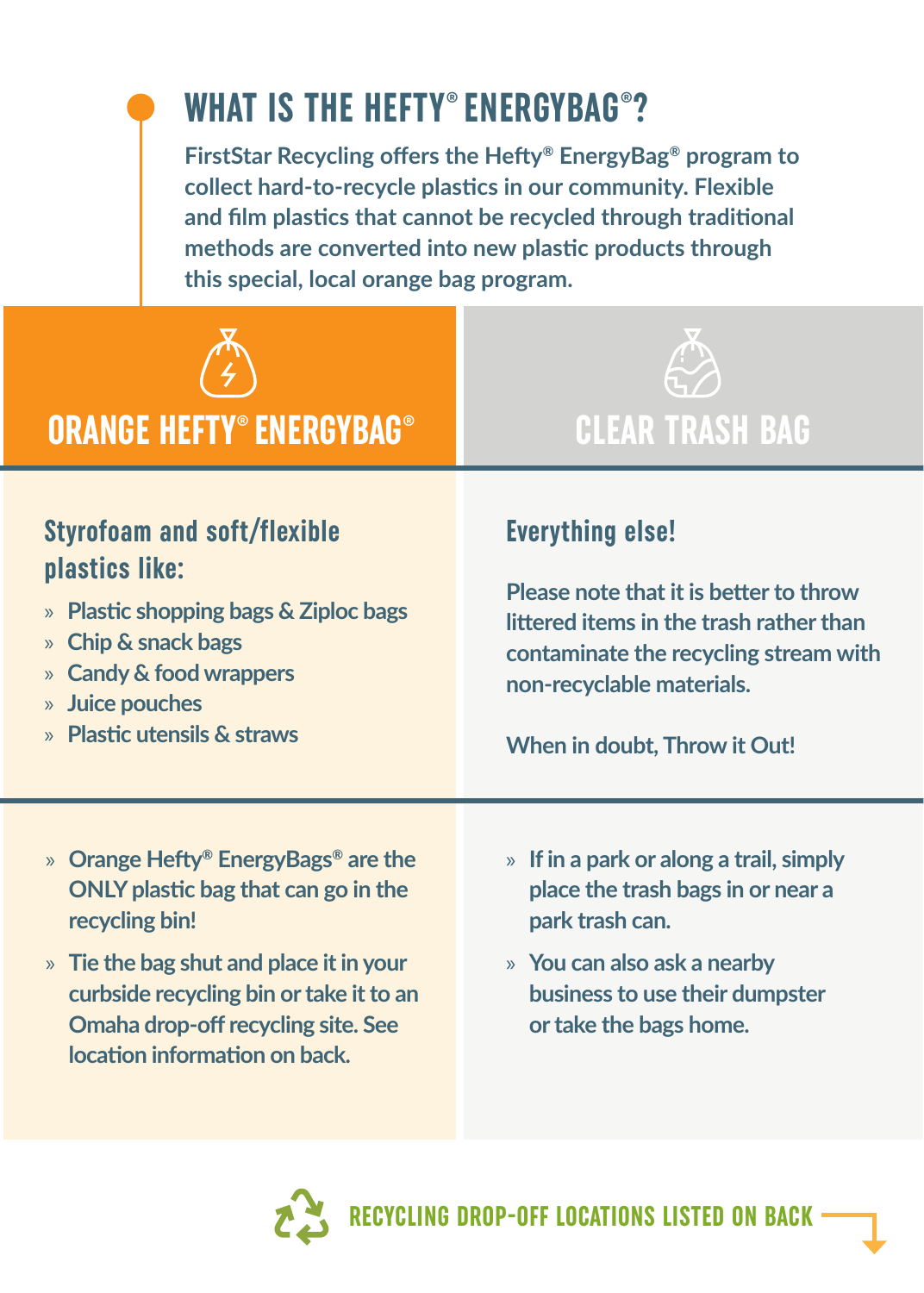# WHAT IS THE HEFTY® ENERGYBAG®?

FirstStar Recycling offers the Hefty® EnergyBag® program to collect hard-to-recycle plastics in our community. Flexible and film plastics that cannot be recycled through traditional methods are converted into new plastic products through this special, local orange bag program.

## ORANGE HEFTY® ENERGYBAG®

### Styrofoam and soft/flexible plastics like:

- Plastic shopping bags & Ziploc bags
- Chip & snack bags
- Candy & food wrappers
- Juice pouches
- Plastic utensils & straws

- Orange Hefty® EnergyBags® are the ONLY plastic bag that can go in the recycling bin!
- Tie the bag shut and place it in your curbside recycling bin or take it to an Omaha drop-off recycling site. See location information on back.

## CLEAR TRASH BAG

### Everything else!

Please note that it is better to throw littered items in the trash rather than contaminate the recycling stream with non-recyclable materials.

When in doubt, Throw it Out!

- If in a park or along a trail, simply place the trash bags in or near a park trash can.
- You can also ask a nearby business to use their dumpster or take the bags home.

RECYCLING DROP-OFF LOCATIONS LISTED ON BACK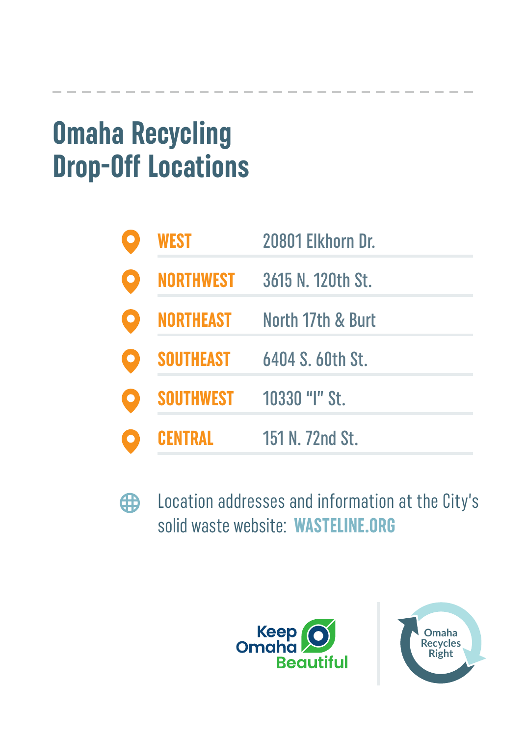# Omaha Recycling Drop-Off Locations

| | |
|---|---|
| WEST | 20801 Elkhorn Dr. |
| NORTHWEST | 3615 N. 120th St. |
| NORTHEAST | North 17th & Burt |
| SOUTHEAST | 6404 S. 60th St. |
| SOUTHWEST | 10330 "I" St. |
| CENTRAL | 151 N. 72nd St. |

Location addresses and information at the City's solid waste website: **WASTELINE.ORG**

Keep Omaha Beautiful

Omaha Recycles Right